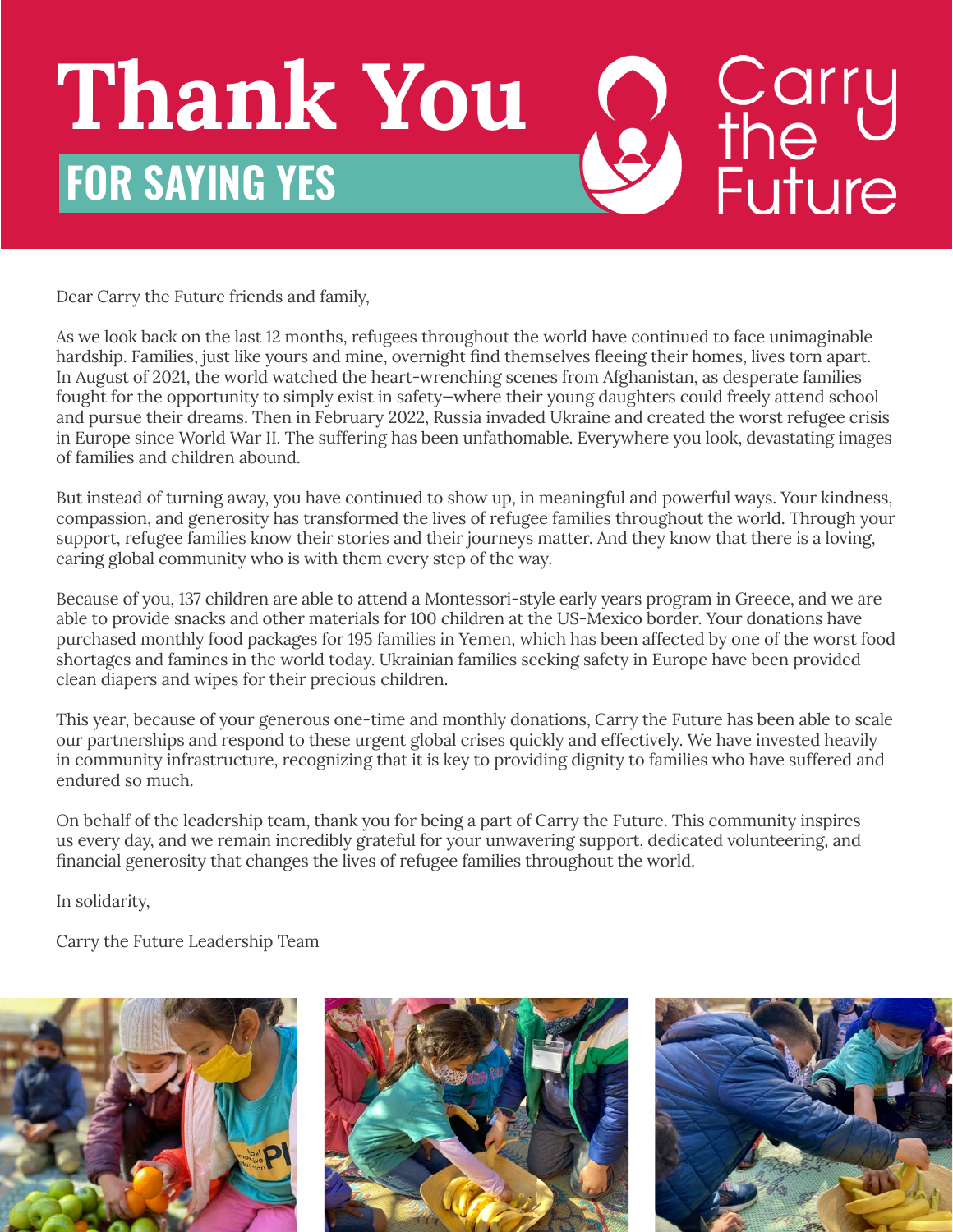# Thank You

## FOR SAYING YES

Carry the Future

Dear Carry the Future friends and family,

As we look back on the last 12 months, refugees throughout the world have continued to face unimaginable hardship. Families, just like yours and mine, overnight find themselves fleeing their homes, lives torn apart. In August of 2021, the world watched the heart-wrenching scenes from Afghanistan, as desperate families fought for the opportunity to simply exist in safety—where their young daughters could freely attend school and pursue their dreams. Then in February 2022, Russia invaded Ukraine and created the worst refugee crisis in Europe since World War II. The suffering has been unfathomable. Everywhere you look, devastating images of families and children abound.

But instead of turning away, you have continued to show up, in meaningful and powerful ways. Your kindness, compassion, and generosity has transformed the lives of refugee families throughout the world. Through your support, refugee families know their stories and their journeys matter. And they know that there is a loving, caring global community who is with them every step of the way.

Because of you, 137 children are able to attend a Montessori-style early years program in Greece, and we are able to provide snacks and other materials for 100 children at the US-Mexico border. Your donations have purchased monthly food packages for 195 families in Yemen, which has been affected by one of the worst food shortages and famines in the world today. Ukrainian families seeking safety in Europe have been provided clean diapers and wipes for their precious children.

This year, because of your generous one-time and monthly donations, Carry the Future has been able to scale our partnerships and respond to these urgent global crises quickly and effectively. We have invested heavily in community infrastructure, recognizing that it is key to providing dignity to families who have suffered and endured so much.

On behalf of the leadership team, thank you for being a part of Carry the Future. This community inspires us every day, and we remain incredibly grateful for your unwavering support, dedicated volunteering, and financial generosity that changes the lives of refugee families throughout the world.

In solidarity,

Carry the Future Leadership Team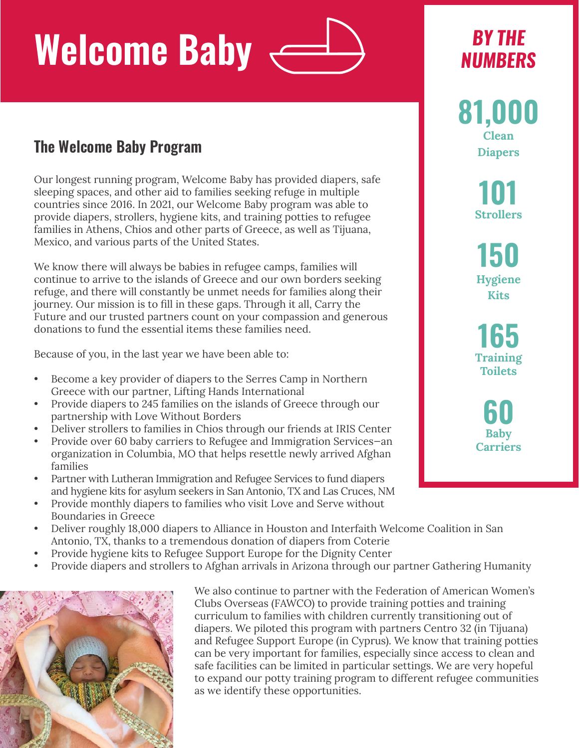# Welcome Baby

## The Welcome Baby Program

Our longest running program, Welcome Baby has provided diapers, safe sleeping spaces, and other aid to families seeking refuge in multiple countries since 2016. In 2021, our Welcome Baby program was able to provide diapers, strollers, hygiene kits, and training potties to refugee families in Athens, Chios and other parts of Greece, as well as Tijuana, Mexico, and various parts of the United States.

We know there will always be babies in refugee camps, families will continue to arrive to the islands of Greece and our own borders seeking refuge, and there will constantly be unmet needs for families along their journey. Our mission is to fill in these gaps. Through it all, Carry the Future and our trusted partners count on your compassion and generous donations to fund the essential items these families need.

Because of you, in the last year we have been able to:

- Become a key provider of diapers to the Serres Camp in Northern Greece with our partner, Lifting Hands International
- Provide diapers to 245 families on the islands of Greece through our partnership with Love Without Borders
- Deliver strollers to families in Chios through our friends at IRIS Center
- Provide over 60 baby carriers to Refugee and Immigration Services–an organization in Columbia, MO that helps resettle newly arrived Afghan families
- Partner with Lutheran Immigration and Refugee Services to fund diapers and hygiene kits for asylum seekers in San Antonio, TX and Las Cruces, NM
- Provide monthly diapers to families who visit Love and Serve without Boundaries in Greece
- Deliver roughly 18,000 diapers to Alliance in Houston and Interfaith Welcome Coalition in San Antonio, TX, thanks to a tremendous donation of diapers from Coterie
- Provide hygiene kits to Refugee Support Europe for the Dignity Center
- Provide diapers and strollers to Afghan arrivals in Arizona through our partner Gathering Humanity

We also continue to partner with the Federation of American Women's Clubs Overseas (FAWCO) to provide training potties and training curriculum to families with children currently transitioning out of diapers. We piloted this program with partners Centro 32 (in Tijuana) and Refugee Support Europe (in Cyprus). We know that training potties can be very important for families, especially since access to clean and safe facilities can be limited in particular settings. We are very hopeful to expand our potty training program to different refugee communities as we identify these opportunities.

## BY THE NUMBERS

**81,000** Clean Diapers

**101** Strollers

**150** Hygiene Kits

**165** Training Toilets

**60** Baby Carriers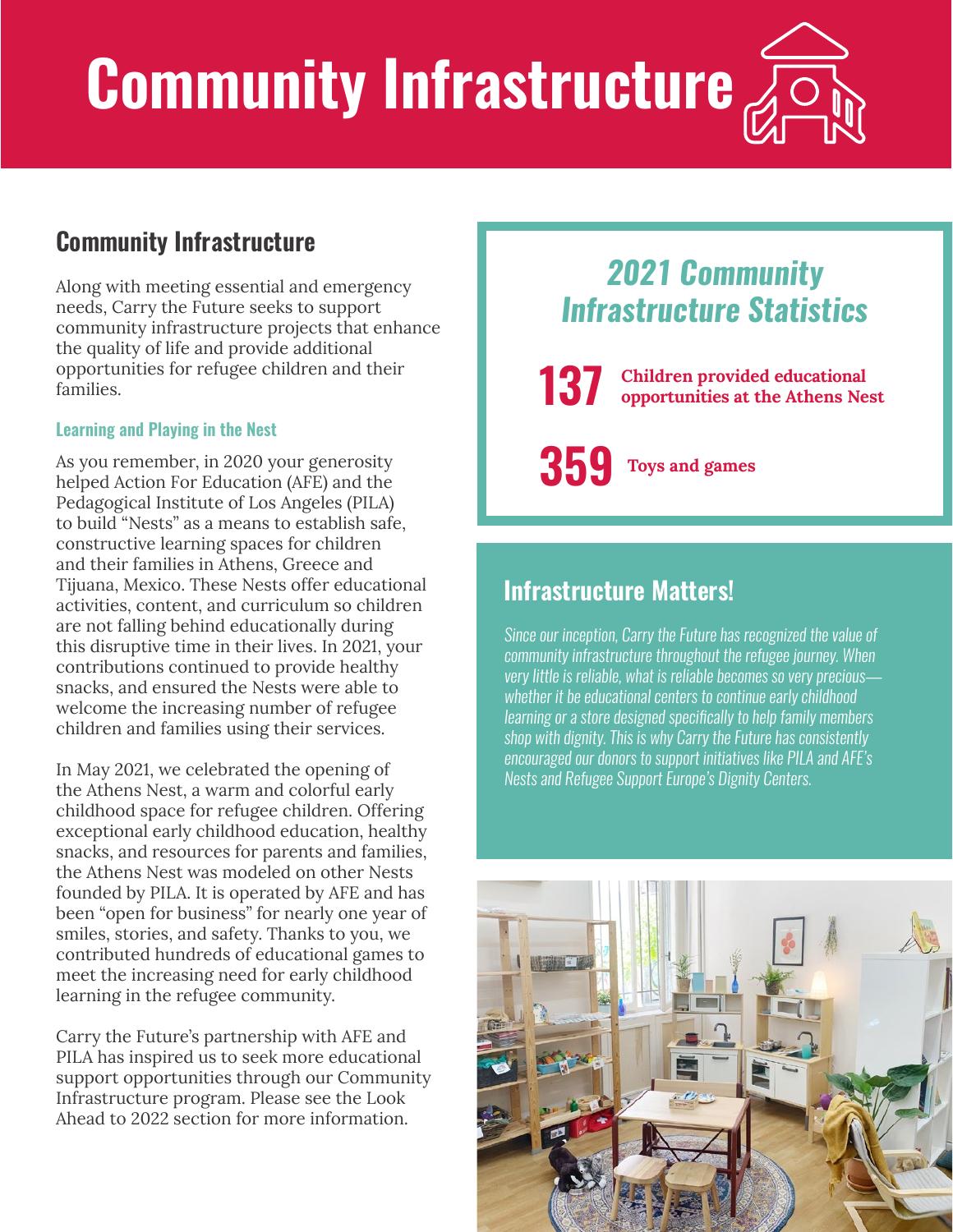# Community Infrastructure

## Community Infrastructure

Along with meeting essential and emergency needs, Carry the Future seeks to support community infrastructure projects that enhance the quality of life and provide additional opportunities for refugee children and their families.

### Learning and Playing in the Nest

As you remember, in 2020 your generosity helped Action For Education (AFE) and the Pedagogical Institute of Los Angeles (PILA) to build "Nests" as a means to establish safe, constructive learning spaces for children and their families in Athens, Greece and Tijuana, Mexico. These Nests offer educational activities, content, and curriculum so children are not falling behind educationally during this disruptive time in their lives. In 2021, your contributions continued to provide healthy snacks, and ensured the Nests were able to welcome the increasing number of refugee children and families using their services.

In May 2021, we celebrated the opening of the Athens Nest, a warm and colorful early childhood space for refugee children. Offering exceptional early childhood education, healthy snacks, and resources for parents and families, the Athens Nest was modeled on other Nests founded by PILA. It is operated by AFE and has been "open for business" for nearly one year of smiles, stories, and safety. Thanks to you, we contributed hundreds of educational games to meet the increasing need for early childhood learning in the refugee community.

Carry the Future's partnership with AFE and PILA has inspired us to seek more educational support opportunities through our Community Infrastructure program. Please see the Look Ahead to 2022 section for more information.

## *2021 Community Infrastructure Statistics*

**137** **Children provided educational opportunities at the Athens Nest**

**359** **Toys and games**

## Infrastructure Matters!

*Since our inception, Carry the Future has recognized the value of community infrastructure throughout the refugee journey. When very little is reliable, what is reliable becomes so very precious—whether it be educational centers to continue early childhood learning or a store designed specifically to help family members shop with dignity. This is why Carry the Future has consistently encouraged our donors to support initiatives like PILA and AFE's Nests and Refugee Support Europe's Dignity Centers.*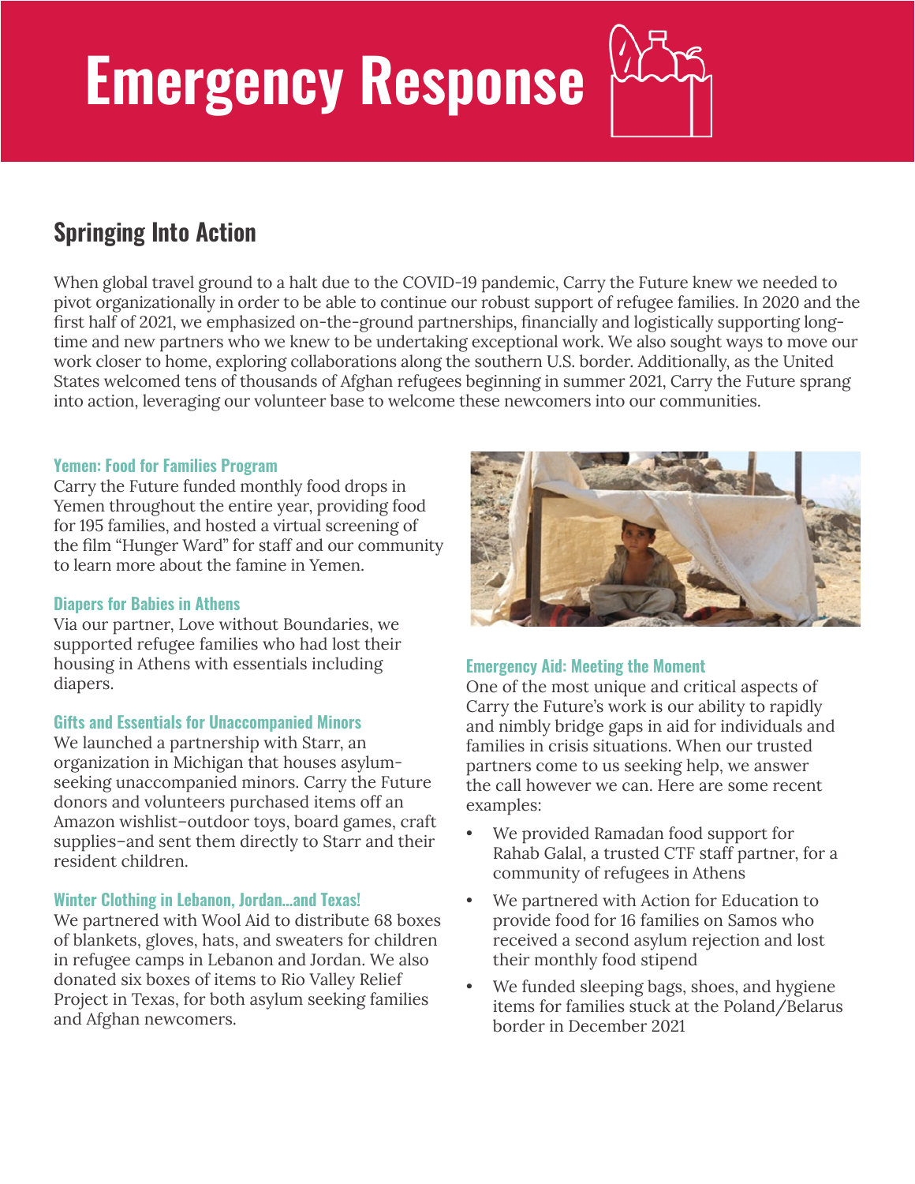# Emergency Response

## Springing Into Action

When global travel ground to a halt due to the COVID-19 pandemic, Carry the Future knew we needed to pivot organizationally in order to be able to continue our robust support of refugee families. In 2020 and the first half of 2021, we emphasized on-the-ground partnerships, financially and logistically supporting long-time and new partners who we knew to be undertaking exceptional work. We also sought ways to move our work closer to home, exploring collaborations along the southern U.S. border. Additionally, as the United States welcomed tens of thousands of Afghan refugees beginning in summer 2021, Carry the Future sprang into action, leveraging our volunteer base to welcome these newcomers into our communities.

### Yemen: Food for Families Program

Carry the Future funded monthly food drops in Yemen throughout the entire year, providing food for 195 families, and hosted a virtual screening of the film "Hunger Ward" for staff and our community to learn more about the famine in Yemen.

### Diapers for Babies in Athens

Via our partner, Love without Boundaries, we supported refugee families who had lost their housing in Athens with essentials including diapers.

### Gifts and Essentials for Unaccompanied Minors

We launched a partnership with Starr, an organization in Michigan that houses asylum-seeking unaccompanied minors. Carry the Future donors and volunteers purchased items off an Amazon wishlist–outdoor toys, board games, craft supplies–and sent them directly to Starr and their resident children.

### Winter Clothing in Lebanon, Jordan...and Texas!

We partnered with Wool Aid to distribute 68 boxes of blankets, gloves, hats, and sweaters for children in refugee camps in Lebanon and Jordan. We also donated six boxes of items to Rio Valley Relief Project in Texas, for both asylum seeking families and Afghan newcomers.

### Emergency Aid: Meeting the Moment

One of the most unique and critical aspects of Carry the Future's work is our ability to rapidly and nimbly bridge gaps in aid for individuals and families in crisis situations. When our trusted partners come to us seeking help, we answer the call however we can. Here are some recent examples:

- We provided Ramadan food support for Rahab Galal, a trusted CTF staff partner, for a community of refugees in Athens
- We partnered with Action for Education to provide food for 16 families on Samos who received a second asylum rejection and lost their monthly food stipend
- We funded sleeping bags, shoes, and hygiene items for families stuck at the Poland/Belarus border in December 2021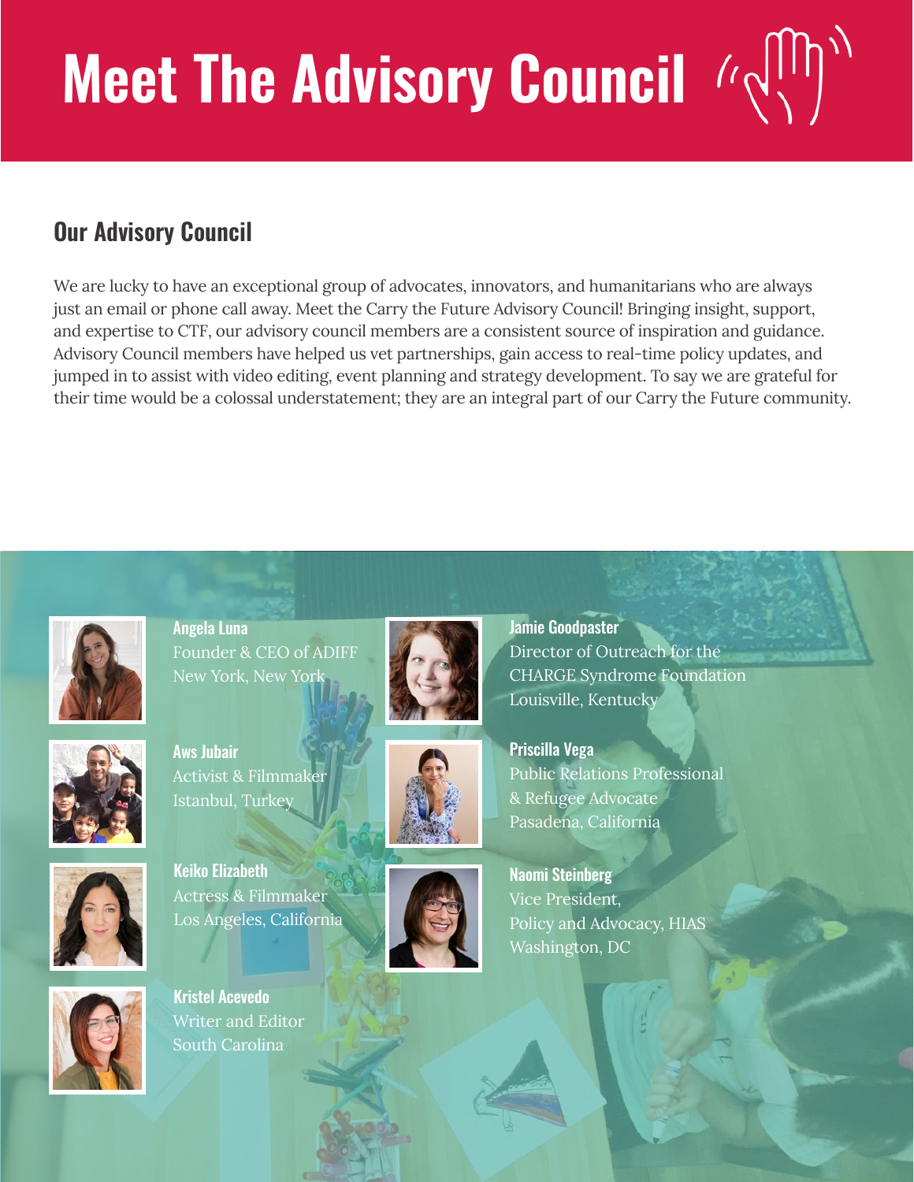# Meet The Advisory Council

## Our Advisory Council

We are lucky to have an exceptional group of advocates, innovators, and humanitarians who are always just an email or phone call away. Meet the Carry the Future Advisory Council! Bringing insight, support, and expertise to CTF, our advisory council members are a consistent source of inspiration and guidance. Advisory Council members have helped us vet partnerships, gain access to real-time policy updates, and jumped in to assist with video editing, event planning and strategy development. To say we are grateful for their time would be a colossal understatement; they are an integral part of our Carry the Future community.

**Angela Luna**
Founder & CEO of ADIFF
New York, New York

**Aws Jubair**
Activist & Filmmaker
Istanbul, Turkey

**Keiko Elizabeth**
Actress & Filmmaker
Los Angeles, California

**Kristel Acevedo**
Writer and Editor
South Carolina

**Jamie Goodpaster**
Director of Outreach for the CHARGE Syndrome Foundation
Louisville, Kentucky

**Priscilla Vega**
Public Relations Professional & Refugee Advocate
Pasadena, California

**Naomi Steinberg**
Vice President,
Policy and Advocacy, HIAS
Washington, DC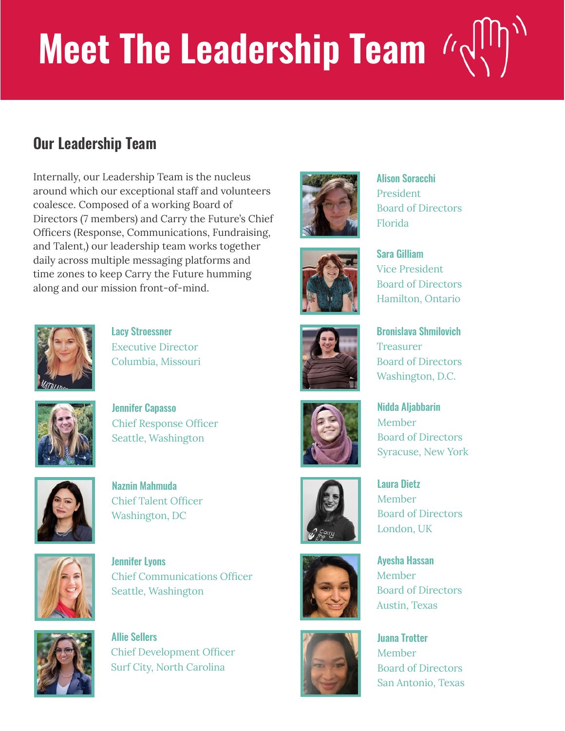# Meet The Leadership Team

## Our Leadership Team

Internally, our Leadership Team is the nucleus around which our exceptional staff and volunteers coalesce. Composed of a working Board of Directors (7 members) and Carry the Future's Chief Officers (Response, Communications, Fundraising, and Talent,) our leadership team works together daily across multiple messaging platforms and time zones to keep Carry the Future humming along and our mission front-of-mind.

**Lacy Stroessner**
Executive Director
Columbia, Missouri

**Jennifer Capasso**
Chief Response Officer
Seattle, Washington

**Naznin Mahmuda**
Chief Talent Officer
Washington, DC

**Jennifer Lyons**
Chief Communications Officer
Seattle, Washington

**Allie Sellers**
Chief Development Officer
Surf City, North Carolina

**Alison Soracchi**
President
Board of Directors
Florida

**Sara Gilliam**
Vice President
Board of Directors
Hamilton, Ontario

**Bronislava Shmilovich**
Treasurer
Board of Directors
Washington, D.C.

**Nidda Aljabbarin**
Member
Board of Directors
Syracuse, New York

**Laura Dietz**
Member
Board of Directors
London, UK

**Ayesha Hassan**
Member
Board of Directors
Austin, Texas

**Juana Trotter**
Member
Board of Directors
San Antonio, Texas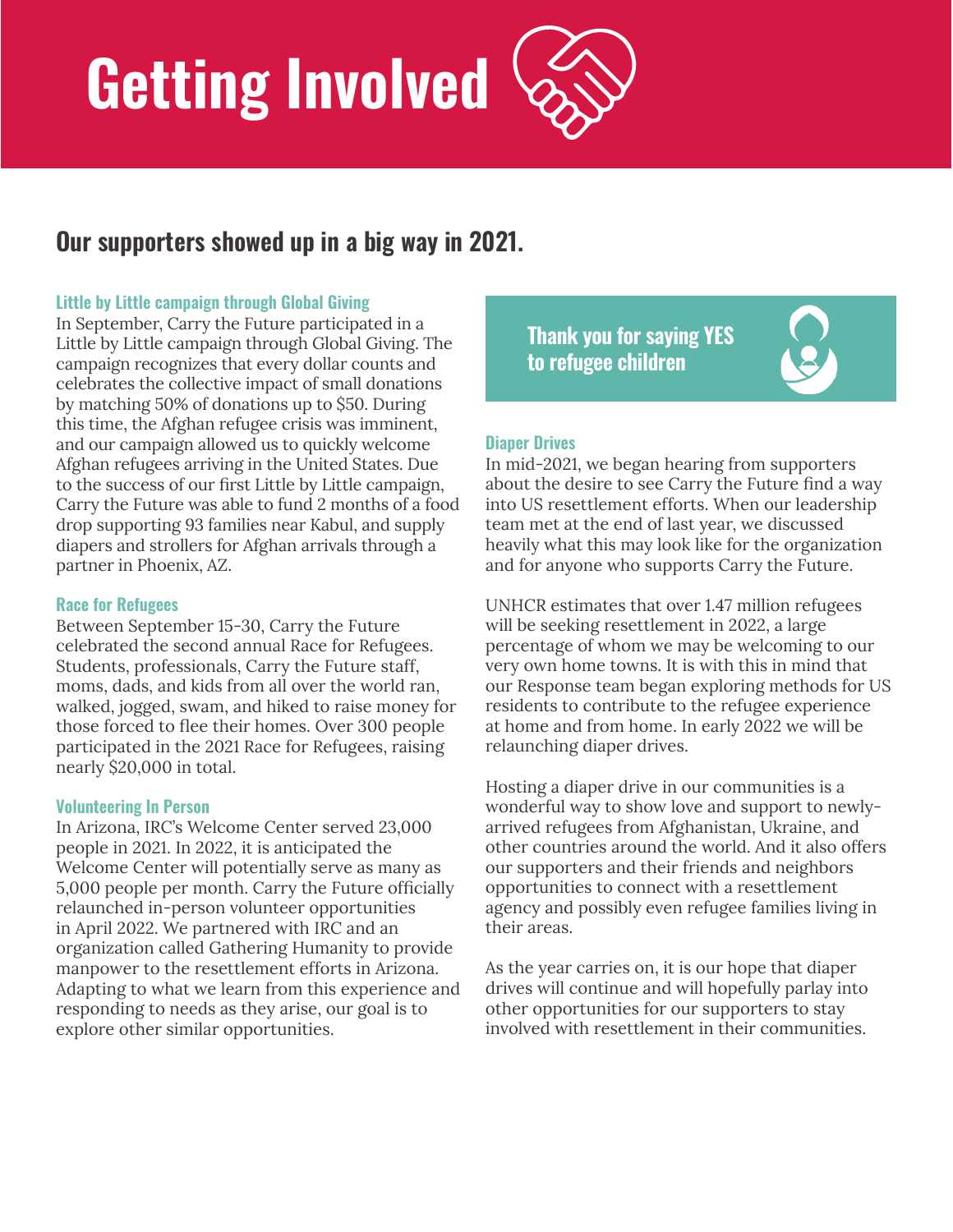# Getting Involved

## Our supporters showed up in a big way in 2021.

### Little by Little campaign through Global Giving

In September, Carry the Future participated in a Little by Little campaign through Global Giving. The campaign recognizes that every dollar counts and celebrates the collective impact of small donations by matching 50% of donations up to $50. During this time, the Afghan refugee crisis was imminent, and our campaign allowed us to quickly welcome Afghan refugees arriving in the United States. Due to the success of our first Little by Little campaign, Carry the Future was able to fund 2 months of a food drop supporting 93 families near Kabul, and supply diapers and strollers for Afghan arrivals through a partner in Phoenix, AZ.

### Race for Refugees

Between September 15-30, Carry the Future celebrated the second annual Race for Refugees. Students, professionals, Carry the Future staff, moms, dads, and kids from all over the world ran, walked, jogged, swam, and hiked to raise money for those forced to flee their homes. Over 300 people participated in the 2021 Race for Refugees, raising nearly $20,000 in total.

### Volunteering In Person

In Arizona, IRC's Welcome Center served 23,000 people in 2021. In 2022, it is anticipated the Welcome Center will potentially serve as many as 5,000 people per month. Carry the Future officially relaunched in-person volunteer opportunities in April 2022. We partnered with IRC and an organization called Gathering Humanity to provide manpower to the resettlement efforts in Arizona. Adapting to what we learn from this experience and responding to needs as they arise, our goal is to explore other similar opportunities.

**Thank you for saying YES to refugee children**

### Diaper Drives

In mid-2021, we began hearing from supporters about the desire to see Carry the Future find a way into US resettlement efforts. When our leadership team met at the end of last year, we discussed heavily what this may look like for the organization and for anyone who supports Carry the Future.

UNHCR estimates that over 1.47 million refugees will be seeking resettlement in 2022, a large percentage of whom we may be welcoming to our very own home towns. It is with this in mind that our Response team began exploring methods for US residents to contribute to the refugee experience at home and from home. In early 2022 we will be relaunching diaper drives.

Hosting a diaper drive in our communities is a wonderful way to show love and support to newly-arrived refugees from Afghanistan, Ukraine, and other countries around the world. And it also offers our supporters and their friends and neighbors opportunities to connect with a resettlement agency and possibly even refugee families living in their areas.

As the year carries on, it is our hope that diaper drives will continue and will hopefully parlay into other opportunities for our supporters to stay involved with resettlement in their communities.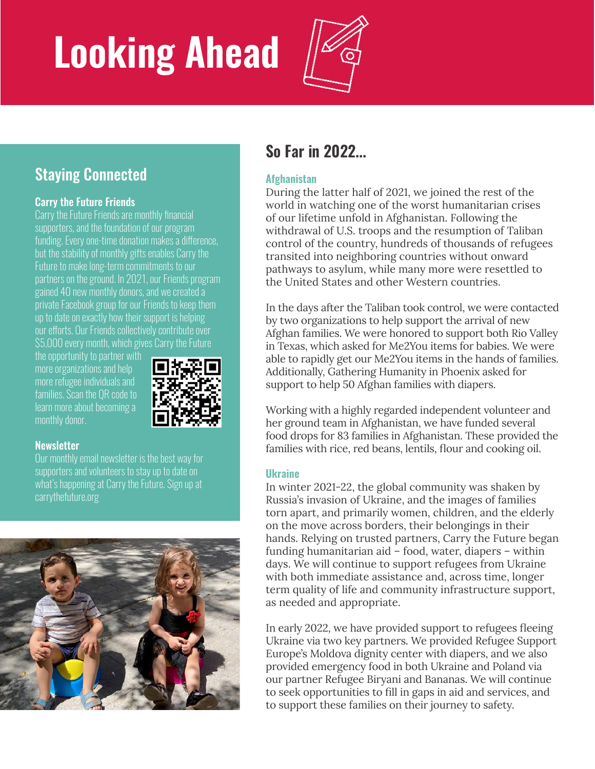# Looking Ahead

## Staying Connected

### Carry the Future Friends

Carry the Future Friends are monthly financial supporters, and the foundation of our program funding. Every one-time donation makes a difference, but the stability of monthly gifts enables Carry the Future to make long-term commitments to our partners on the ground. In 2021, our Friends program gained 40 new monthly donors, and we created a private Facebook group for our Friends to keep them up to date on exactly how their support is helping our efforts. Our Friends collectively contribute over $5,000 every month, which gives Carry the Future the opportunity to partner with more organizations and help more refugee individuals and families. Scan the QR code to learn more about becoming a monthly donor.

### Newsletter

Our monthly email newsletter is the best way for supporters and volunteers to stay up to date on what's happening at Carry the Future. Sign up at carrythefuture.org

## So Far in 2022...

### Afghanistan

During the latter half of 2021, we joined the rest of the world in watching one of the worst humanitarian crises of our lifetime unfold in Afghanistan. Following the withdrawal of U.S. troops and the resumption of Taliban control of the country, hundreds of thousands of refugees transited into neighboring countries without onward pathways to asylum, while many more were resettled to the United States and other Western countries.

In the days after the Taliban took control, we were contacted by two organizations to help support the arrival of new Afghan families. We were honored to support both Rio Valley in Texas, which asked for Me2You items for babies. We were able to rapidly get our Me2You items in the hands of families. Additionally, Gathering Humanity in Phoenix asked for support to help 50 Afghan families with diapers.

Working with a highly regarded independent volunteer and her ground team in Afghanistan, we have funded several food drops for 83 families in Afghanistan. These provided the families with rice, red beans, lentils, flour and cooking oil.

### Ukraine

In winter 2021-22, the global community was shaken by Russia's invasion of Ukraine, and the images of families torn apart, and primarily women, children, and the elderly on the move across borders, their belongings in their hands. Relying on trusted partners, Carry the Future began funding humanitarian aid – food, water, diapers – within days. We will continue to support refugees from Ukraine with both immediate assistance and, across time, longer term quality of life and community infrastructure support, as needed and appropriate.

In early 2022, we have provided support to refugees fleeing Ukraine via two key partners. We provided Refugee Support Europe's Moldova dignity center with diapers, and we also provided emergency food in both Ukraine and Poland via our partner Refugee Biryani and Bananas. We will continue to seek opportunities to fill in gaps in aid and services, and to support these families on their journey to safety.